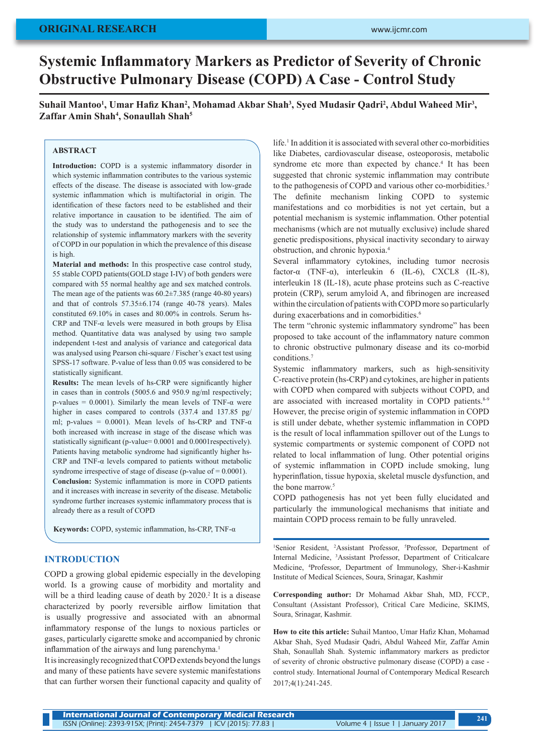ORIGINAL RESEARCH

# Systemic Inflammatory Markers as Predictor of Severity of Chronic Obstructive Pulmonary Disease (COPD) A Case - Control Study

**Suhail Mantoo[1], Umar Hafiz Khan[2], Mohamad Akbar Shah[3], Syed Mudasir Qadri[2], Abdul Waheed Mir[3], Zaffar Amin Shah[4], Sonaullah Shah[5]**

## ABSTRACT

**Introduction:** COPD is a systemic inflammatory disorder in which systemic inflammation contributes to the various systemic effects of the disease. The disease is associated with low-grade systemic inflammation which is multifactorial in origin. The identification of these factors need to be established and their relative importance in causation to be identified. The aim of the study was to understand the pathogenesis and to see the relationship of systemic inflammatory markers with the severity of COPD in our population in which the prevalence of this disease is high.

**Material and methods:** In this prospective case control study, 55 stable COPD patients(GOLD stage I-IV) of both genders were compared with 55 normal healthy age and sex matched controls. The mean age of the patients was 60.2±7.385 (range 40-80 years) and that of controls 57.35±6.174 (range 40-78 years). Males constituted 69.10% in cases and 80.00% in controls. Serum hs-CRP and TNF-α levels were measured in both groups by Elisa method. Quantitative data was analysed by using two sample independent t-test and analysis of variance and categorical data was analysed using Pearson chi-square / Fischer's exact test using SPSS-17 software. P-value of less than 0.05 was considered to be statistically significant.

**Results:** The mean levels of hs-CRP were significantly higher in cases than in controls (5005.6 and 950.9 ng/ml respectively; p-values = 0.0001). Similarly the mean levels of TNF-α were higher in cases compared to controls (337.4 and 137.85 pg/ml; p-values = 0.0001). Mean levels of hs-CRP and TNF-α both increased with increase in stage of the disease which was statistically significant (p-value= 0.0001 and 0.0001respectively). Patients having metabolic syndrome had significantly higher hs-CRP and TNF-α levels compared to patients without metabolic syndrome irrespective of stage of disease (p-value of = 0.0001).

**Conclusion:** Systemic inflammation is more in COPD patients and it increases with increase in severity of the disease. Metabolic syndrome further increases systemic inflammatory process that is already there as a result of COPD

**Keywords:** COPD, systemic inflammation, hs-CRP, TNF-α

## INTRODUCTION

COPD a growing global epidemic especially in the developing world. Is a growing cause of morbidity and mortality and will be a third leading cause of death by 2020.[2] It is a disease characterized by poorly reversible airflow limitation that is usually progressive and associated with an abnormal inflammatory response of the lungs to noxious particles or gases, particularly cigarette smoke and accompanied by chronic inflammation of the airways and lung parenchyma.[1]

It is increasingly recognized that COPD extends beyond the lungs and many of these patients have severe systemic manifestations that can further worsen their functional capacity and quality of life.[1] In addition it is associated with several other co-morbidities like Diabetes, cardiovascular disease, osteoporosis, metabolic syndrome etc more than expected by chance.[4] It has been suggested that chronic systemic inflammation may contribute to the pathogenesis of COPD and various other co-morbidities.[5] The definite mechanism linking COPD to systemic manifestations and co morbidities is not yet certain, but a potential mechanism is systemic inflammation. Other potential mechanisms (which are not mutually exclusive) include shared genetic predispositions, physical inactivity secondary to airway obstruction, and chronic hypoxia.[4]

Several inflammatory cytokines, including tumor necrosis factor-α (TNF-α), interleukin 6 (IL-6), CXCL8 (IL-8), interleukin 18 (IL-18), acute phase proteins such as C-reactive protein (CRP), serum amyloid A, and fibrinogen are increased within the circulation of patients with COPD more so particularly during exacerbations and in comorbidities.[6]

The term "chronic systemic inflammatory syndrome" has been proposed to take account of the inflammatory nature common to chronic obstructive pulmonary disease and its co-morbid conditions.[7]

Systemic inflammatory markers, such as high-sensitivity C-reactive protein (hs-CRP) and cytokines, are higher in patients with COPD when compared with subjects without COPD, and are associated with increased mortality in COPD patients.[8-9] However, the precise origin of systemic inflammation in COPD is still under debate, whether systemic inflammation in COPD is the result of local inflammation spillover out of the Lungs to systemic compartments or systemic component of COPD not related to local inflammation of lung. Other potential origins of systemic inflammation in COPD include smoking, lung hyperinflation, tissue hypoxia, skeletal muscle dysfunction, and the bone marrow.[5]

COPD pathogenesis has not yet been fully elucidated and particularly the immunological mechanisms that initiate and maintain COPD process remain to be fully unraveled.

---

[1]Senior Resident, [2]Assistant Professor, [5]Professor, Department of Internal Medicine, [3]Assistant Professor, Department of Criticalcare Medicine, [4]Professor, Department of Immunology, Sher-i-Kashmir Institute of Medical Sciences, Soura, Srinagar, Kashmir

**Corresponding author:** Dr Mohamad Akbar Shah, MD, FCCP., Consultant (Assistant Professor), Critical Care Medicine, SKIMS, Soura, Srinagar, Kashmir.

**How to cite this article:** Suhail Mantoo, Umar Hafiz Khan, Mohamad Akbar Shah, Syed Mudasir Qadri, Abdul Waheed Mir, Zaffar Amin Shah, Sonaullah Shah. Systemic inflammatory markers as predictor of severity of chronic obstructive pulmonary disease (COPD) a case - control study. International Journal of Contemporary Medical Research 2017;4(1):241-245.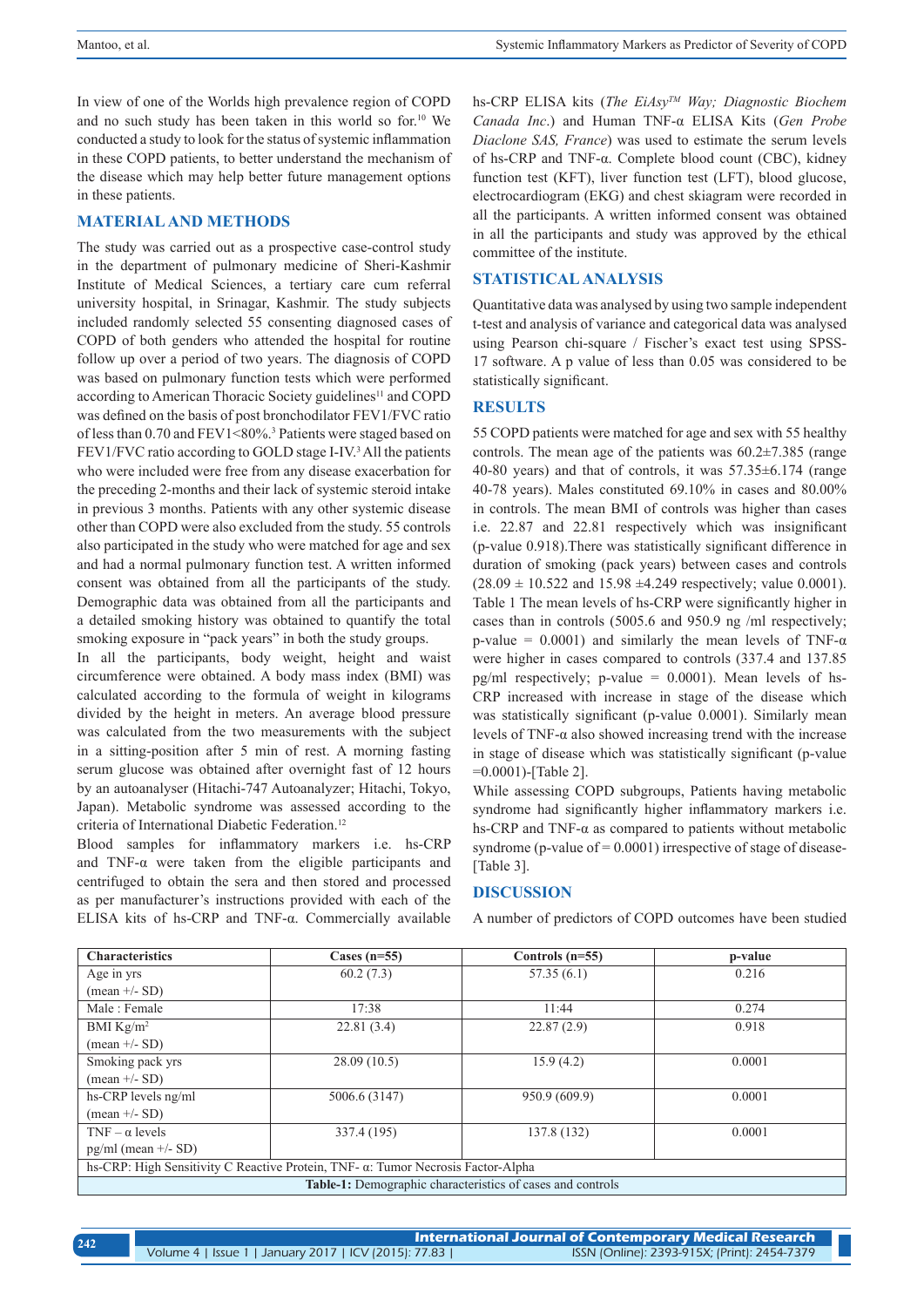In view of one of the Worlds high prevalence region of COPD and no such study has been taken in this world so for.[10] We conducted a study to look for the status of systemic inflammation in these COPD patients, to better understand the mechanism of the disease which may help better future management options in these patients.

## MATERIAL AND METHODS

The study was carried out as a prospective case-control study in the department of pulmonary medicine of Sheri-Kashmir Institute of Medical Sciences, a tertiary care cum referral university hospital, in Srinagar, Kashmir. The study subjects included randomly selected 55 consenting diagnosed cases of COPD of both genders who attended the hospital for routine follow up over a period of two years. The diagnosis of COPD was based on pulmonary function tests which were performed according to American Thoracic Society guidelines[11] and COPD was defined on the basis of post bronchodilator FEV1/FVC ratio of less than 0.70 and FEV1<80%.[3] Patients were staged based on FEV1/FVC ratio according to GOLD stage I-IV.[3] All the patients who were included were free from any disease exacerbation for the preceding 2-months and their lack of systemic steroid intake in previous 3 months. Patients with any other systemic disease other than COPD were also excluded from the study. 55 controls also participated in the study who were matched for age and sex and had a normal pulmonary function test. A written informed consent was obtained from all the participants of the study. Demographic data was obtained from all the participants and a detailed smoking history was obtained to quantify the total smoking exposure in "pack years" in both the study groups.

In all the participants, body weight, height and waist circumference were obtained. A body mass index (BMI) was calculated according to the formula of weight in kilograms divided by the height in meters. An average blood pressure was calculated from the two measurements with the subject in a sitting-position after 5 min of rest. A morning fasting serum glucose was obtained after overnight fast of 12 hours by an autoanalyser (Hitachi-747 Autoanalyzer; Hitachi, Tokyo, Japan). Metabolic syndrome was assessed according to the criteria of International Diabetic Federation.[12]

Blood samples for inflammatory markers i.e. hs-CRP and TNF-α were taken from the eligible participants and centrifuged to obtain the sera and then stored and processed as per manufacturer's instructions provided with each of the ELISA kits of hs-CRP and TNF-α. Commercially available hs-CRP ELISA kits (*The EiAsy™ Way; Diagnostic Biochem Canada Inc*.) and Human TNF-α ELISA Kits (*Gen Probe Diaclone SAS, France*) was used to estimate the serum levels of hs-CRP and TNF-α. Complete blood count (CBC), kidney function test (KFT), liver function test (LFT), blood glucose, electrocardiogram (EKG) and chest skiagram were recorded in all the participants. A written informed consent was obtained in all the participants and study was approved by the ethical committee of the institute.

## STATISTICAL ANALYSIS

Quantitative data was analysed by using two sample independent t-test and analysis of variance and categorical data was analysed using Pearson chi-square / Fischer's exact test using SPSS-17 software. A p value of less than 0.05 was considered to be statistically significant.

## RESULTS

55 COPD patients were matched for age and sex with 55 healthy controls. The mean age of the patients was 60.2±7.385 (range 40-80 years) and that of controls, it was 57.35±6.174 (range 40-78 years). Males constituted 69.10% in cases and 80.00% in controls. The mean BMI of controls was higher than cases i.e. 22.87 and 22.81 respectively which was insignificant (p-value 0.918).There was statistically significant difference in duration of smoking (pack years) between cases and controls (28.09 ± 10.522 and 15.98 ±4.249 respectively; value 0.0001). Table 1 The mean levels of hs-CRP were significantly higher in cases than in controls (5005.6 and 950.9 ng /ml respectively; p-value = 0.0001) and similarly the mean levels of TNF-α were higher in cases compared to controls (337.4 and 137.85 pg/ml respectively; p-value = 0.0001). Mean levels of hs-CRP increased with increase in stage of the disease which was statistically significant (p-value 0.0001). Similarly mean levels of TNF-α also showed increasing trend with the increase in stage of disease which was statistically significant (p-value =0.0001)-[Table 2].

While assessing COPD subgroups, Patients having metabolic syndrome had significantly higher inflammatory markers i.e. hs-CRP and TNF-α as compared to patients without metabolic syndrome (p-value of = 0.0001) irrespective of stage of disease-[Table 3].

## DISCUSSION

A number of predictors of COPD outcomes have been studied

| Characteristics | Cases (n=55) | Controls (n=55) | p-value |
|---|---|---|---|
| Age in yrs (mean +/- SD) | 60.2 (7.3) | 57.35 (6.1) | 0.216 |
| Male : Female | 17:38 | 11:44 | 0.274 |
| BMI Kg/m$^2$ (mean +/- SD) | 22.81 (3.4) | 22.87 (2.9) | 0.918 |
| Smoking pack yrs (mean +/- SD) | 28.09 (10.5) | 15.9 (4.2) | 0.0001 |
| hs-CRP levels ng/ml (mean +/- SD) | 5006.6 (3147) | 950.9 (609.9) | 0.0001 |
| TNF – α levels pg/ml (mean +/- SD) | 337.4 (195) | 137.8 (132) | 0.0001 |
| hs-CRP: High Sensitivity C Reactive Protein, TNF- α: Tumor Necrosis Factor-Alpha | | | |

**Table-1:** Demographic characteristics of cases and controls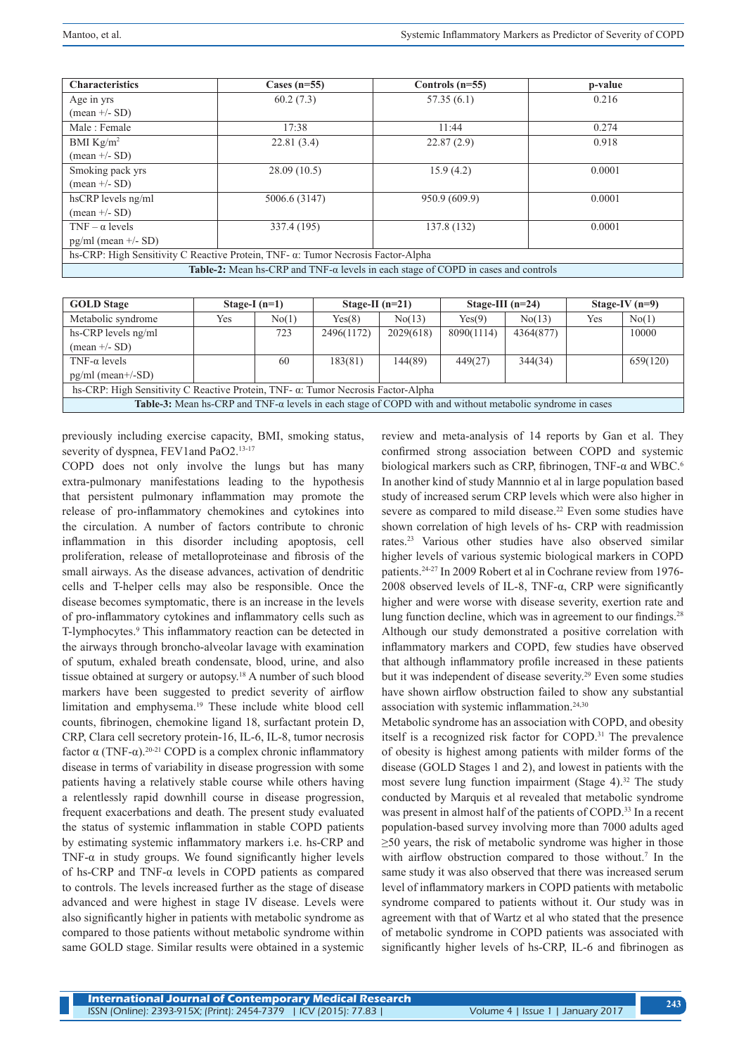| Characteristics | Cases (n=55) | Controls (n=55) | p-value |
|---|---|---|---|
| Age in yrs (mean +/- SD) | 60.2 (7.3) | 57.35 (6.1) | 0.216 |
| Male : Female | 17:38 | 11:44 | 0.274 |
| BMI Kg/m$^2$ (mean +/- SD) | 22.81 (3.4) | 22.87 (2.9) | 0.918 |
| Smoking pack yrs (mean +/- SD) | 28.09 (10.5) | 15.9 (4.2) | 0.0001 |
| hsCRP levels ng/ml (mean +/- SD) | 5006.6 (3147) | 950.9 (609.9) | 0.0001 |
| TNF – α levels pg/ml (mean +/- SD) | 337.4 (195) | 137.8 (132) | 0.0001 |

hs-CRP: High Sensitivity C Reactive Protein, TNF- α: Tumor Necrosis Factor-Alpha

**Table-2:** Mean hs-CRP and TNF-α levels in each stage of COPD in cases and controls

| GOLD Stage | Stage-I (n=1) | | Stage-II (n=21) | | Stage-III (n=24) | | Stage-IV (n=9) | |
|---|---|---|---|---|---|---|---|---|
| Metabolic syndrome | Yes | No(1) | Yes(8) | No(13) | Yes(9) | No(13) | Yes | No(1) |
| hs-CRP levels ng/ml (mean +/- SD) | | 723 | 2496(1172) | 2029(618) | 8090(1114) | 4364(877) | | 10000 |
| TNF-α levels pg/ml (mean+/-SD) | | 60 | 183(81) | 144(89) | 449(27) | 344(34) | | 659(120) |

hs-CRP: High Sensitivity C Reactive Protein, TNF- α: Tumor Necrosis Factor-Alpha

**Table-3:** Mean hs-CRP and TNF-α levels in each stage of COPD with and without metabolic syndrome in cases

previously including exercise capacity, BMI, smoking status, severity of dyspnea, FEV1and PaO2.[13-17]

COPD does not only involve the lungs but has many extra-pulmonary manifestations leading to the hypothesis that persistent pulmonary inflammation may promote the release of pro-inflammatory chemokines and cytokines into the circulation. A number of factors contribute to chronic inflammation in this disorder including apoptosis, cell proliferation, release of metalloproteinase and fibrosis of the small airways. As the disease advances, activation of dendritic cells and T-helper cells may also be responsible. Once the disease becomes symptomatic, there is an increase in the levels of pro-inflammatory cytokines and inflammatory cells such as T-lymphocytes.[9] This inflammatory reaction can be detected in the airways through broncho-alveolar lavage with examination of sputum, exhaled breath condensate, blood, urine, and also tissue obtained at surgery or autopsy.[18] A number of such blood markers have been suggested to predict severity of airflow limitation and emphysema.[19] These include white blood cell counts, fibrinogen, chemokine ligand 18, surfactant protein D, CRP, Clara cell secretory protein-16, IL-6, IL-8, tumor necrosis factor α (TNF-α).[20-21] COPD is a complex chronic inflammatory disease in terms of variability in disease progression with some patients having a relatively stable course while others having a relentlessly rapid downhill course in disease progression, frequent exacerbations and death. The present study evaluated the status of systemic inflammation in stable COPD patients by estimating systemic inflammatory markers i.e. hs-CRP and TNF-α in study groups. We found significantly higher levels of hs-CRP and TNF-α levels in COPD patients as compared to controls. The levels increased further as the stage of disease advanced and were highest in stage IV disease. Levels were also significantly higher in patients with metabolic syndrome as compared to those patients without metabolic syndrome within same GOLD stage. Similar results were obtained in a systemic review and meta-analysis of 14 reports by Gan et al. They confirmed strong association between COPD and systemic biological markers such as CRP, fibrinogen, TNF-α and WBC.[6] In another kind of study Mannnio et al in large population based study of increased serum CRP levels which were also higher in severe as compared to mild disease.[22] Even some studies have shown correlation of high levels of hs- CRP with readmission rates.[23] Various other studies have also observed similar higher levels of various systemic biological markers in COPD patients.[24-27] In 2009 Robert et al in Cochrane review from 1976-2008 observed levels of IL-8, TNF-α, CRP were significantly higher and were worse with disease severity, exertion rate and lung function decline, which was in agreement to our findings.[28] Although our study demonstrated a positive correlation with inflammatory markers and COPD, few studies have observed that although inflammatory profile increased in these patients but it was independent of disease severity.[29] Even some studies have shown airflow obstruction failed to show any substantial association with systemic inflammation.[24,30]

Metabolic syndrome has an association with COPD, and obesity itself is a recognized risk factor for COPD.[31] The prevalence of obesity is highest among patients with milder forms of the disease (GOLD Stages 1 and 2), and lowest in patients with the most severe lung function impairment (Stage 4).[32] The study conducted by Marquis et al revealed that metabolic syndrome was present in almost half of the patients of COPD.[33] In a recent population-based survey involving more than 7000 adults aged ≥50 years, the risk of metabolic syndrome was higher in those with airflow obstruction compared to those without.[7] In the same study it was also observed that there was increased serum level of inflammatory markers in COPD patients with metabolic syndrome compared to patients without it. Our study was in agreement with that of Wartz et al who stated that the presence of metabolic syndrome in COPD patients was associated with significantly higher levels of hs-CRP, IL-6 and fibrinogen as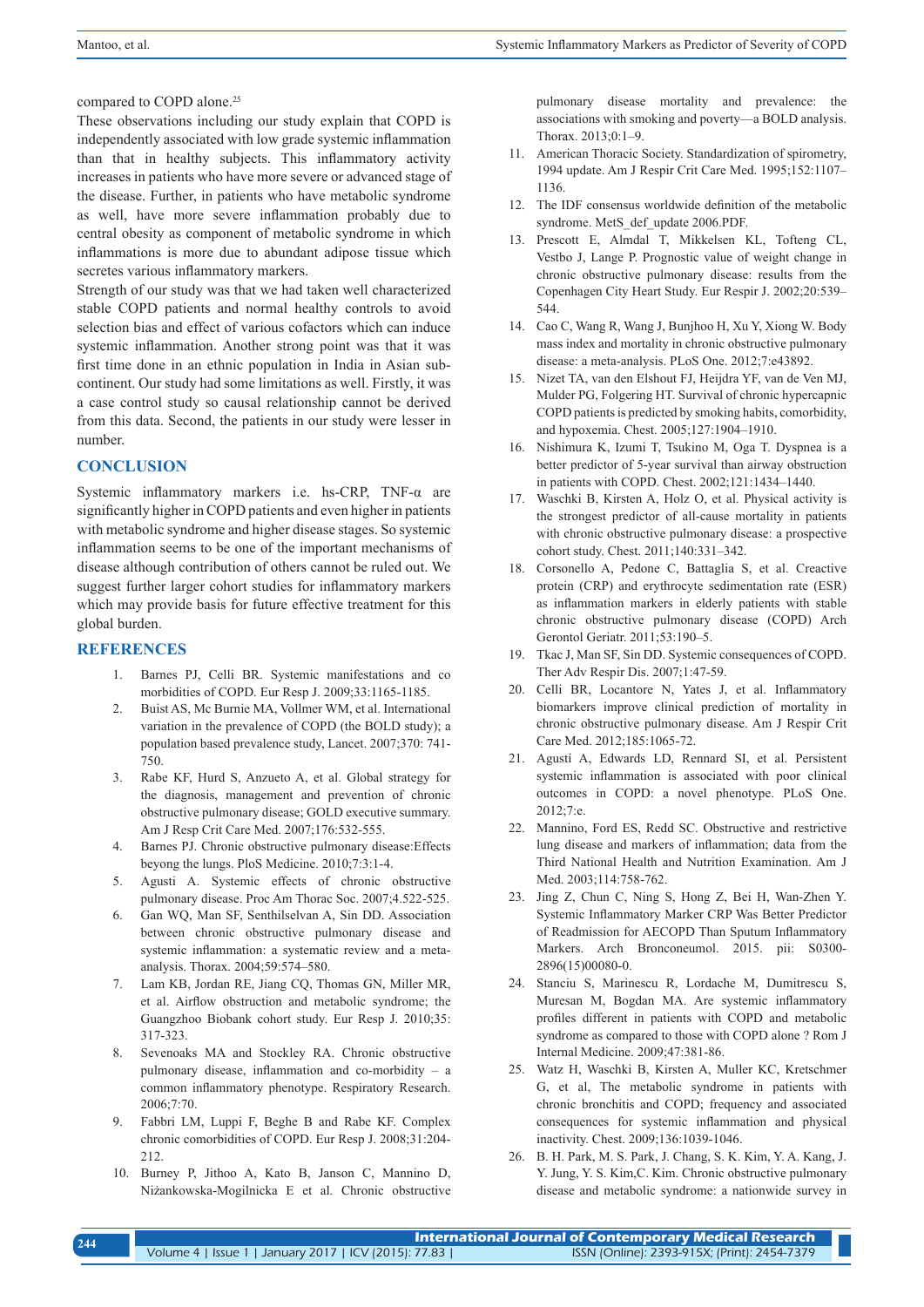compared to COPD alone.[25]

These observations including our study explain that COPD is independently associated with low grade systemic inflammation than that in healthy subjects. This inflammatory activity increases in patients who have more severe or advanced stage of the disease. Further, in patients who have metabolic syndrome as well, have more severe inflammation probably due to central obesity as component of metabolic syndrome in which inflammations is more due to abundant adipose tissue which secretes various inflammatory markers.

Strength of our study was that we had taken well characterized stable COPD patients and normal healthy controls to avoid selection bias and effect of various cofactors which can induce systemic inflammation. Another strong point was that it was first time done in an ethnic population in India in Asian sub-continent. Our study had some limitations as well. Firstly, it was a case control study so causal relationship cannot be derived from this data. Second, the patients in our study were lesser in number.

## CONCLUSION

Systemic inflammatory markers i.e. hs-CRP, TNF-α are significantly higher in COPD patients and even higher in patients with metabolic syndrome and higher disease stages. So systemic inflammation seems to be one of the important mechanisms of disease although contribution of others cannot be ruled out. We suggest further larger cohort studies for inflammatory markers which may provide basis for future effective treatment for this global burden.

## REFERENCES

1. Barnes PJ, Celli BR. Systemic manifestations and co morbidities of COPD. Eur Resp J. 2009;33:1165-1185.
2. Buist AS, Mc Burnie MA, Vollmer WM, et al. International variation in the prevalence of COPD (the BOLD study); a population based prevalence study, Lancet. 2007;370: 741-750.
3. Rabe KF, Hurd S, Anzueto A, et al. Global strategy for the diagnosis, management and prevention of chronic obstructive pulmonary disease; GOLD executive summary. Am J Resp Crit Care Med. 2007;176:532-555.
4. Barnes PJ. Chronic obstructive pulmonary disease:Effects beyong the lungs. PloS Medicine. 2010;7:3:1-4.
5. Agusti A. Systemic effects of chronic obstructive pulmonary disease. Proc Am Thorac Soc. 2007;4.522-525.
6. Gan WQ, Man SF, Senthilselvan A, Sin DD. Association between chronic obstructive pulmonary disease and systemic inflammation: a systematic review and a meta-analysis. Thorax. 2004;59:574–580.
7. Lam KB, Jordan RE, Jiang CQ, Thomas GN, Miller MR, et al. Airflow obstruction and metabolic syndrome; the Guangzhoo Biobank cohort study. Eur Resp J. 2010;35: 317-323.
8. Sevenoaks MA and Stockley RA. Chronic obstructive pulmonary disease, inflammation and co-morbidity – a common inflammatory phenotype. Respiratory Research. 2006;7:70.
9. Fabbri LM, Luppi F, Beghe B and Rabe KF. Complex chronic comorbidities of COPD. Eur Resp J. 2008;31:204-212.
10. Burney P, Jithoo A, Kato B, Janson C, Mannino D, Niżankowska-Mogilnicka E et al. Chronic obstructive pulmonary disease mortality and prevalence: the associations with smoking and poverty—a BOLD analysis. Thorax. 2013;0:1–9.
11. American Thoracic Society. Standardization of spirometry, 1994 update. Am J Respir Crit Care Med. 1995;152:1107–1136.
12. The IDF consensus worldwide definition of the metabolic syndrome. MetS_def_update 2006.PDF.
13. Prescott E, Almdal T, Mikkelsen KL, Tofteng CL, Vestbo J, Lange P. Prognostic value of weight change in chronic obstructive pulmonary disease: results from the Copenhagen City Heart Study. Eur Respir J. 2002;20:539–544.
14. Cao C, Wang R, Wang J, Bunjhoo H, Xu Y, Xiong W. Body mass index and mortality in chronic obstructive pulmonary disease: a meta-analysis. PLoS One. 2012;7:e43892.
15. Nizet TA, van den Elshout FJ, Heijdra YF, van de Ven MJ, Mulder PG, Folgering HT. Survival of chronic hypercapnic COPD patients is predicted by smoking habits, comorbidity, and hypoxemia. Chest. 2005;127:1904–1910.
16. Nishimura K, Izumi T, Tsukino M, Oga T. Dyspnea is a better predictor of 5-year survival than airway obstruction in patients with COPD. Chest. 2002;121:1434–1440.
17. Waschki B, Kirsten A, Holz O, et al. Physical activity is the strongest predictor of all-cause mortality in patients with chronic obstructive pulmonary disease: a prospective cohort study. Chest. 2011;140:331–342.
18. Corsonello A, Pedone C, Battaglia S, et al. Creactive protein (CRP) and erythrocyte sedimentation rate (ESR) as inflammation markers in elderly patients with stable chronic obstructive pulmonary disease (COPD) Arch Gerontol Geriatr. 2011;53:190–5.
19. Tkac J, Man SF, Sin DD. Systemic consequences of COPD. Ther Adv Respir Dis. 2007;1:47-59.
20. Celli BR, Locantore N, Yates J, et al. Inflammatory biomarkers improve clinical prediction of mortality in chronic obstructive pulmonary disease. Am J Respir Crit Care Med. 2012;185:1065-72.
21. Agustí A, Edwards LD, Rennard SI, et al. Persistent systemic inflammation is associated with poor clinical outcomes in COPD: a novel phenotype. PLoS One. 2012;7:e.
22. Mannino, Ford ES, Redd SC. Obstructive and restrictive lung disease and markers of inflammation; data from the Third National Health and Nutrition Examination. Am J Med. 2003;114:758-762.
23. Jing Z, Chun C, Ning S, Hong Z, Bei H, Wan-Zhen Y. Systemic Inflammatory Marker CRP Was Better Predictor of Readmission for AECOPD Than Sputum Inflammatory Markers. Arch Bronconeumol. 2015. pii: S0300-2896(15)00080-0.
24. Stanciu S, Marinescu R, Lordache M, Dumitrescu S, Muresan M, Bogdan MA. Are systemic inflammatory profiles different in patients with COPD and metabolic syndrome as compared to those with COPD alone ? Rom J Internal Medicine. 2009;47:381-86.
25. Watz H, Waschki B, Kirsten A, Muller KC, Kretschmer G, et al, The metabolic syndrome in patients with chronic bronchitis and COPD; frequency and associated consequences for systemic inflammation and physical inactivity. Chest. 2009;136:1039-1046.
26. B. H. Park, M. S. Park, J. Chang, S. K. Kim, Y. A. Kang, J. Y. Jung, Y. S. Kim,C. Kim. Chronic obstructive pulmonary disease and metabolic syndrome: a nationwide survey in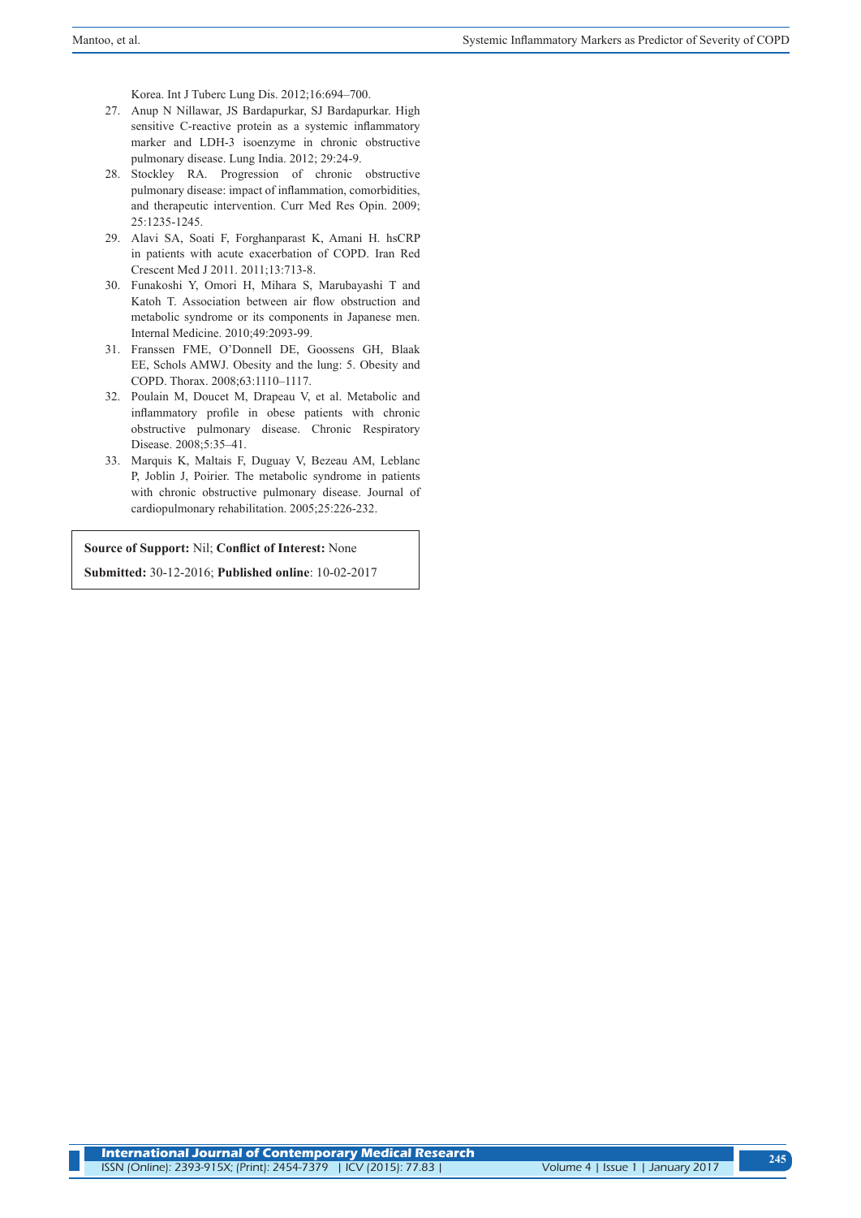Korea. Int J Tuberc Lung Dis. 2012;16:694–700.

27. Anup N Nillawar, JS Bardapurkar, SJ Bardapurkar. High sensitive C-reactive protein as a systemic inflammatory marker and LDH-3 isoenzyme in chronic obstructive pulmonary disease. Lung India. 2012; 29:24-9.
28. Stockley RA. Progression of chronic obstructive pulmonary disease: impact of inflammation, comorbidities, and therapeutic intervention. Curr Med Res Opin. 2009; 25:1235-1245.
29. Alavi SA, Soati F, Forghanparast K, Amani H. hsCRP in patients with acute exacerbation of COPD. Iran Red Crescent Med J 2011. 2011;13:713-8.
30. Funakoshi Y, Omori H, Mihara S, Marubayashi T and Katoh T. Association between air flow obstruction and metabolic syndrome or its components in Japanese men. Internal Medicine. 2010;49:2093-99.
31. Franssen FME, O'Donnell DE, Goossens GH, Blaak EE, Schols AMWJ. Obesity and the lung: 5. Obesity and COPD. Thorax. 2008;63:1110–1117.
32. Poulain M, Doucet M, Drapeau V, et al. Metabolic and inflammatory profile in obese patients with chronic obstructive pulmonary disease. Chronic Respiratory Disease. 2008;5:35–41.
33. Marquis K, Maltais F, Duguay V, Bezeau AM, Leblanc P, Joblin J, Poirier. The metabolic syndrome in patients with chronic obstructive pulmonary disease. Journal of cardiopulmonary rehabilitation. 2005;25:226-232.

**Source of Support:** Nil; **Conflict of Interest:** None

**Submitted:** 30-12-2016; **Published online**: 10-02-2017